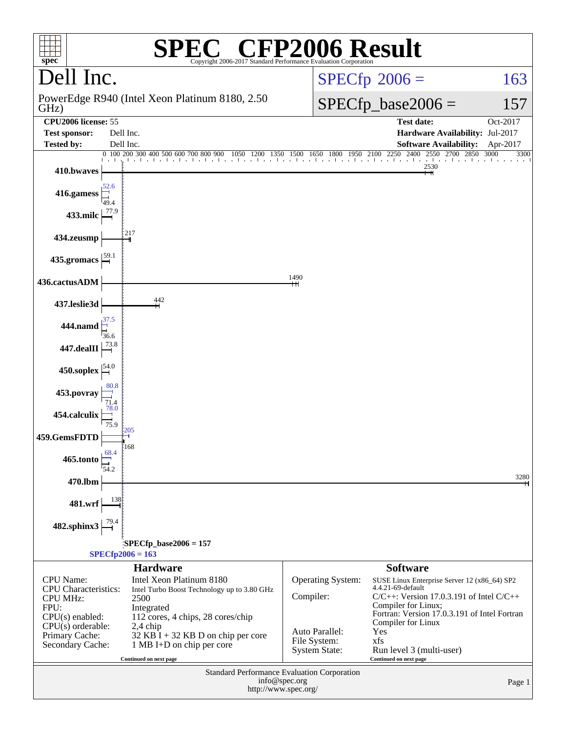# SPEC CFP2006 Result

Copyright 2006-2017 Standard Performance Evaluation Corporation

## Dell Inc.

PowerEdge R940 (Intel Xeon Platinum 8180, 2.50 GHz)

SPECfp 2006 = 163

SPECfp_base2006 = 157

| | | | |
|---|---|---|---|
| **CPU2006 license:** | 55 | **Test date:** | Oct-2017 |
| **Test sponsor:** | Dell Inc. | **Hardware Availability:** | Jul-2017 |
| **Tested by:** | Dell Inc. | **Software Availability:** | Apr-2017 |

| Benchmark | Base | Peak |
|---|---|---|
| 410.bwaves | 2530 | |
| 416.gamess | 49.4 | 52.6 |
| 433.milc | 77.9 | |
| 434.zeusmp | 217 | |
| 435.gromacs | 59.1 | |
| 436.cactusADM | 1490 | |
| 437.leslie3d | 442 | |
| 444.namd | 36.6 | 37.5 |
| 447.dealII | 73.8 | |
| 450.soplex | 54.0 | |
| 453.povray | 71.4 | 80.8 |
| 454.calculix | 75.9 | 78.0 |
| 459.GemsFDTD | 168 | 205 |
| 465.tonto | 54.2 | 68.4 |
| 470.lbm | 3280 | |
| 481.wrf | 138 | |
| 482.sphinx3 | 79.4 | |

SPECfp_base2006 = 157

SPECfp2006 = 163

### Hardware

| | |
|---|---|
| CPU Name: | Intel Xeon Platinum 8180 |
| CPU Characteristics: | Intel Turbo Boost Technology up to 3.80 GHz |
| CPU MHz: | 2500 |
| FPU: | Integrated |
| CPU(s) enabled: | 112 cores, 4 chips, 28 cores/chip |
| CPU(s) orderable: | 2,4 chip |
| Primary Cache: | 32 KB I + 32 KB D on chip per core |
| Secondary Cache: | 1 MB I+D on chip per core |

Continued on next page

### Software

| | |
|---|---|
| Operating System: | SUSE Linux Enterprise Server 12 (x86_64) SP2 4.4.21-69-default |
| Compiler: | C/C++: Version 17.0.3.191 of Intel C/C++ Compiler for Linux; Fortran: Version 17.0.3.191 of Intel Fortran Compiler for Linux |
| Auto Parallel: | Yes |
| File System: | xfs |
| System State: | Run level 3 (multi-user) |

Continued on next page

Standard Performance Evaluation Corporation
info@spec.org
http://www.spec.org/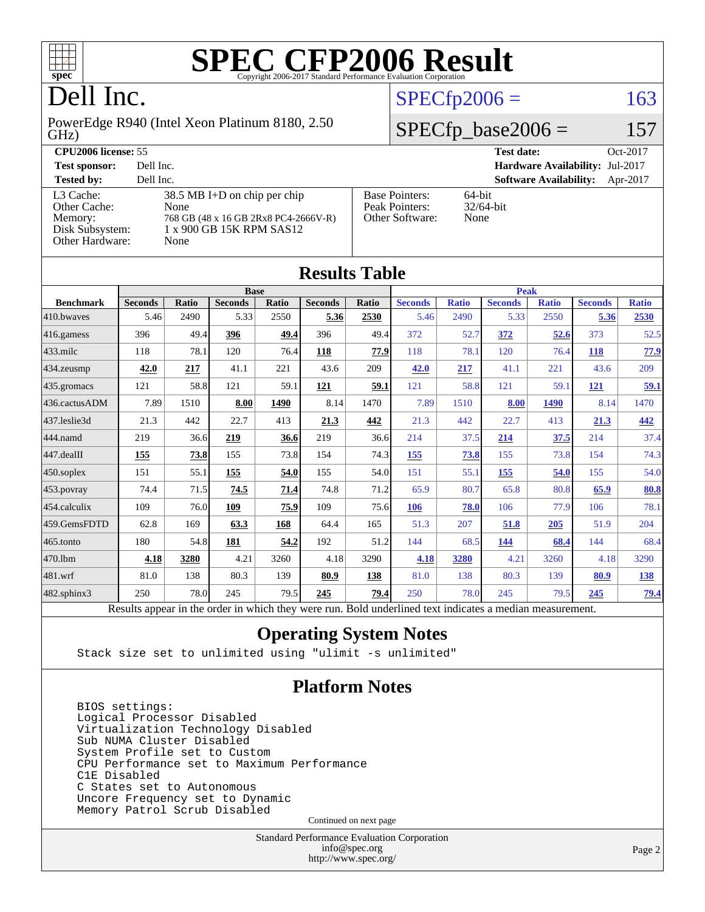# SPEC CFP2006 Result

Copyright 2006-2017 Standard Performance Evaluation Corporation

# Dell Inc.

PowerEdge R940 (Intel Xeon Platinum 8180, 2.50 GHz)

SPECfp2006 = 163

SPECfp_base2006 = 157

| | | | |
|---|---|---|---|
| **CPU2006 license:** 55 | | **Test date:** | Oct-2017 |
| **Test sponsor:** | Dell Inc. | **Hardware Availability:** | Jul-2017 |
| **Tested by:** | Dell Inc. | **Software Availability:** | Apr-2017 |

| | | | |
|---|---|---|---|
| L3 Cache: | 38.5 MB I+D on chip per chip | Base Pointers: | 64-bit |
| Other Cache: | None | Peak Pointers: | 32/64-bit |
| Memory: | 768 GB (48 x 16 GB 2Rx8 PC4-2666V-R) | Other Software: | None |
| Disk Subsystem: | 1 x 900 GB 15K RPM SAS12 | | |
| Other Hardware: | None | | |

## Results Table

| Benchmark | Base | | | | | | Peak | | | | | |
|---|---|---|---|---|---|---|---|---|---|---|---|---|
| | Seconds | Ratio | Seconds | Ratio | Seconds | Ratio | Seconds | Ratio | Seconds | Ratio | Seconds | Ratio |
| 410.bwaves | 5.46 | 2490 | 5.33 | 2550 | **5.36** | **2530** | 5.46 | 2490 | 5.33 | 2550 | **5.36** | **2530** |
| 416.gamess | 396 | 49.4 | **396** | **49.4** | 396 | 49.4 | 372 | 52.7 | **372** | **52.6** | 373 | 52.5 |
| 433.milc | 118 | 78.1 | 120 | 76.4 | **118** | **77.9** | 118 | 78.1 | 120 | 76.4 | **118** | **77.9** |
| 434.zeusmp | **42.0** | **217** | 41.1 | 221 | 43.6 | 209 | **42.0** | **217** | 41.1 | 221 | 43.6 | 209 |
| 435.gromacs | 121 | 58.8 | 121 | 59.1 | **121** | **59.1** | 121 | 58.8 | 121 | 59.1 | **121** | **59.1** |
| 436.cactusADM | 7.89 | 1510 | **8.00** | **1490** | 8.14 | 1470 | 7.89 | 1510 | **8.00** | **1490** | 8.14 | 1470 |
| 437.leslie3d | 21.3 | 442 | 22.7 | 413 | **21.3** | **442** | 21.3 | 442 | 22.7 | 413 | **21.3** | **442** |
| 444.namd | 219 | 36.6 | **219** | **36.6** | 219 | 36.6 | 214 | 37.5 | **214** | **37.5** | 214 | 37.4 |
| 447.dealII | **155** | **73.8** | 155 | 73.8 | 154 | 74.3 | **155** | **73.8** | 155 | 73.8 | 154 | 74.3 |
| 450.soplex | 151 | 55.1 | **155** | **54.0** | 155 | 54.0 | 151 | 55.1 | **155** | **54.0** | 155 | 54.0 |
| 453.povray | 74.4 | 71.5 | **74.5** | **71.4** | 74.8 | 71.2 | 65.9 | 80.7 | 65.8 | 80.8 | **65.9** | **80.8** |
| 454.calculix | 109 | 76.0 | **109** | **75.9** | 109 | 75.6 | **106** | **78.0** | 106 | 77.9 | 106 | 78.1 |
| 459.GemsFDTD | 62.8 | 169 | **63.3** | **168** | 64.4 | 165 | 51.3 | 207 | **51.8** | **205** | 51.9 | 204 |
| 465.tonto | 180 | 54.8 | **181** | **54.2** | 192 | 51.2 | 144 | 68.5 | **144** | **68.4** | 144 | 68.4 |
| 470.lbm | **4.18** | **3280** | 4.21 | 3260 | 4.18 | 3290 | **4.18** | **3280** | 4.21 | 3260 | 4.18 | 3290 |
| 481.wrf | 81.0 | 138 | 80.3 | 139 | **80.9** | **138** | 81.0 | 138 | 80.3 | 139 | **80.9** | **138** |
| 482.sphinx3 | 250 | 78.0 | 245 | 79.5 | **245** | **79.4** | 250 | 78.0 | 245 | 79.5 | **245** | **79.4** |

Results appear in the order in which they were run. Bold underlined text indicates a median measurement.

## Operating System Notes

```
Stack size set to unlimited using "ulimit -s unlimited"
```

## Platform Notes

```
BIOS settings:
Logical Processor Disabled
Virtualization Technology Disabled
Sub NUMA Cluster Disabled
System Profile set to Custom
CPU Performance set to Maximum Performance
C1E Disabled
C States set to Autonomous
Uncore Frequency set to Dynamic
Memory Patrol Scrub Disabled
```

Continued on next page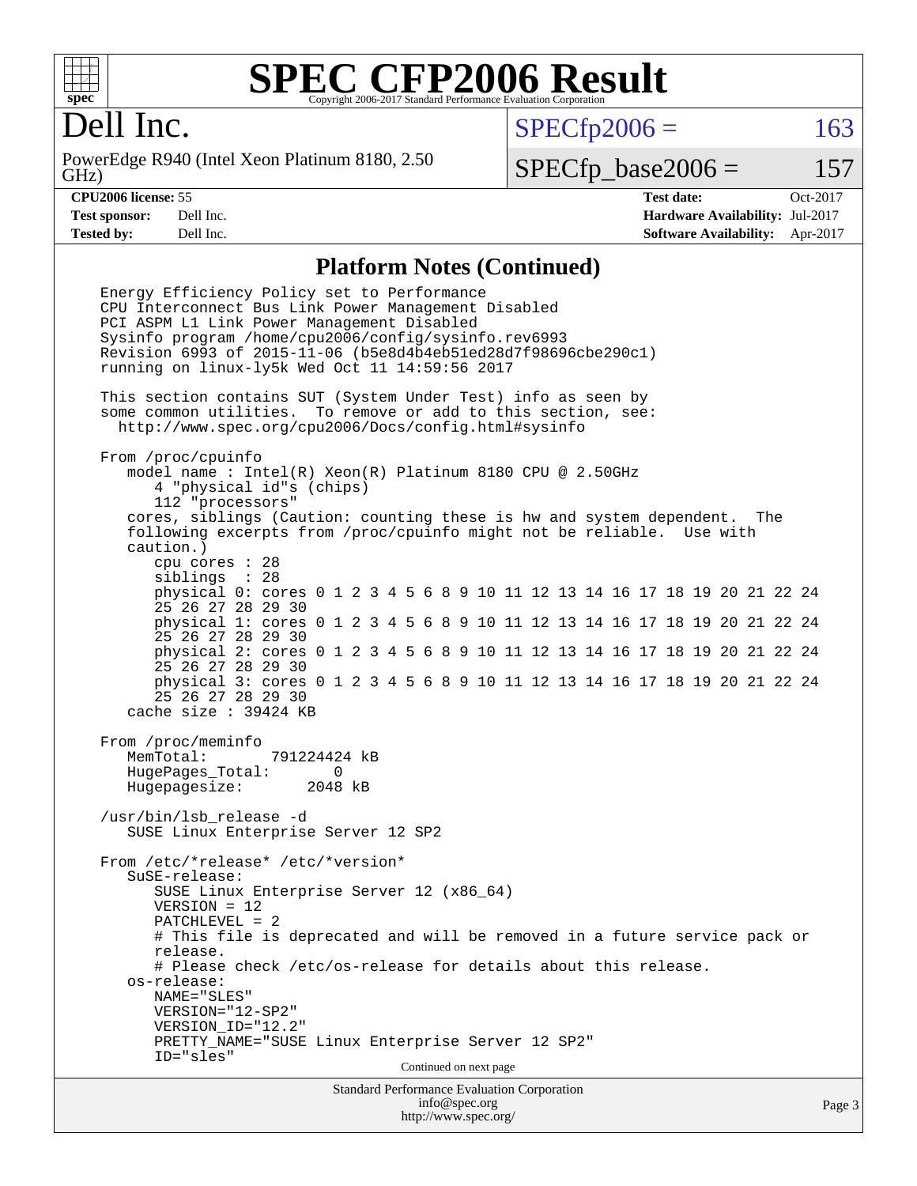# SPEC CFP2006 Result

Copyright 2006-2017 Standard Performance Evaluation Corporation

## Dell Inc.

PowerEdge R940 (Intel Xeon Platinum 8180, 2.50 GHz)

SPECfp2006 = 163

SPECfp_base2006 = 157

**CPU2006 license:** 55  
**Test sponsor:** Dell Inc.  
**Tested by:** Dell Inc.

**Test date:** Oct-2017  
**Hardware Availability:** Jul-2017  
**Software Availability:** Apr-2017

### Platform Notes (Continued)

```
Energy Efficiency Policy set to Performance
CPU Interconnect Bus Link Power Management Disabled
PCI ASPM L1 Link Power Management Disabled
Sysinfo program /home/cpu2006/config/sysinfo.rev6993
Revision 6993 of 2015-11-06 (b5e8d4b4eb51ed28d7f98696cbe290c1)
running on linux-ly5k Wed Oct 11 14:59:56 2017

This section contains SUT (System Under Test) info as seen by
some common utilities.  To remove or add to this section, see:
  http://www.spec.org/cpu2006/Docs/config.html#sysinfo

From /proc/cpuinfo
   model name : Intel(R) Xeon(R) Platinum 8180 CPU @ 2.50GHz
      4 "physical id"s (chips)
      112 "processors"
   cores, siblings (Caution: counting these is hw and system dependent.  The
   following excerpts from /proc/cpuinfo might not be reliable.  Use with
   caution.)
      cpu cores : 28
      siblings  : 28
      physical 0: cores 0 1 2 3 4 5 6 8 9 10 11 12 13 14 16 17 18 19 20 21 22 24
      25 26 27 28 29 30
      physical 1: cores 0 1 2 3 4 5 6 8 9 10 11 12 13 14 16 17 18 19 20 21 22 24
      25 26 27 28 29 30
      physical 2: cores 0 1 2 3 4 5 6 8 9 10 11 12 13 14 16 17 18 19 20 21 22 24
      25 26 27 28 29 30
      physical 3: cores 0 1 2 3 4 5 6 8 9 10 11 12 13 14 16 17 18 19 20 21 22 24
      25 26 27 28 29 30
   cache size : 39424 KB

From /proc/meminfo
   MemTotal:       791224424 kB
   HugePages_Total:       0
   Hugepagesize:       2048 kB

/usr/bin/lsb_release -d
   SUSE Linux Enterprise Server 12 SP2

From /etc/*release* /etc/*version*
   SuSE-release:
      SUSE Linux Enterprise Server 12 (x86_64)
      VERSION = 12
      PATCHLEVEL = 2
      # This file is deprecated and will be removed in a future service pack or
      release.
      # Please check /etc/os-release for details about this release.
   os-release:
      NAME="SLES"
      VERSION="12-SP2"
      VERSION_ID="12.2"
      PRETTY_NAME="SUSE Linux Enterprise Server 12 SP2"
      ID="sles"
```

Continued on next page

Standard Performance Evaluation Corporation  
info@spec.org  
http://www.spec.org/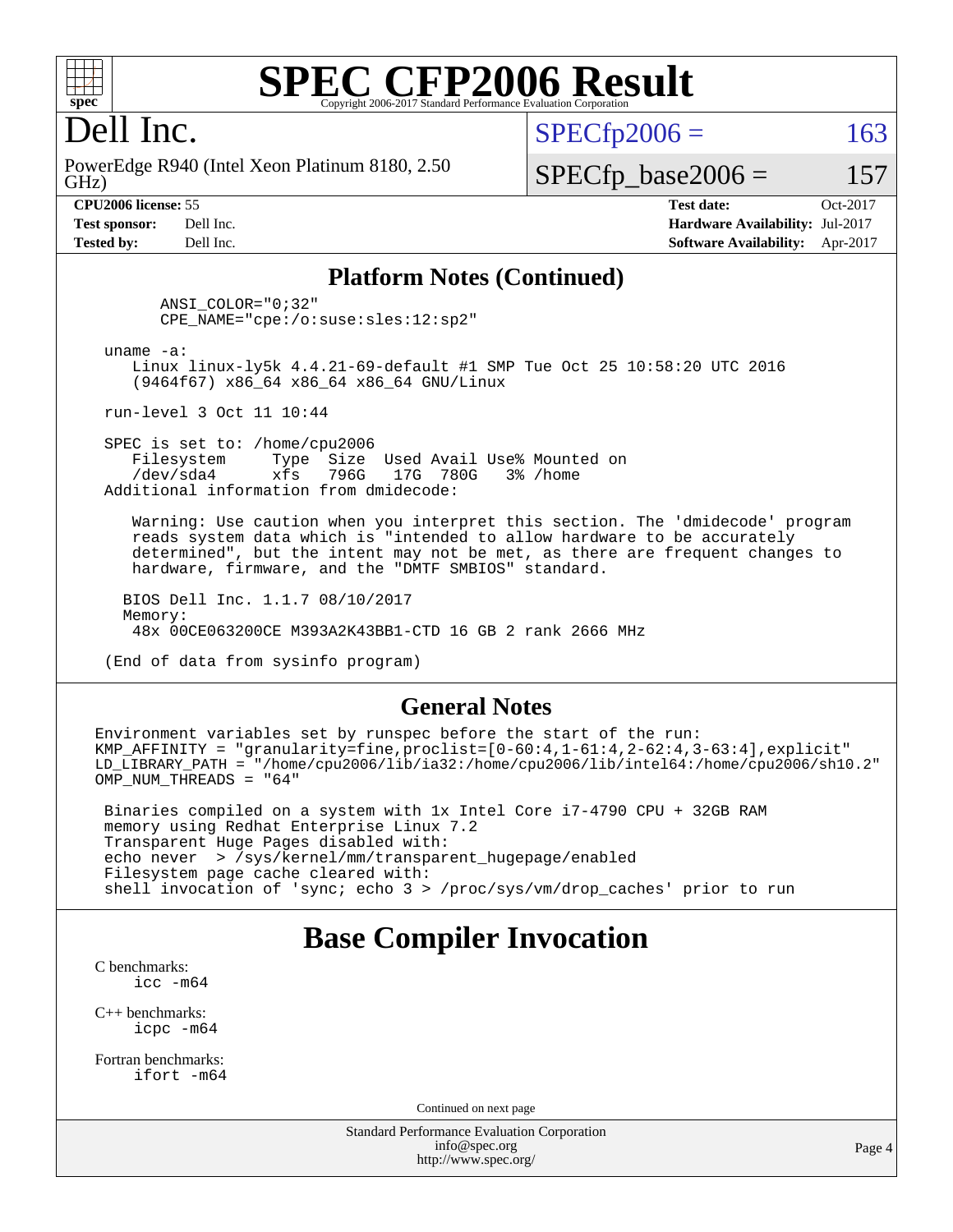# SPEC CFP2006 Result

Copyright 2006-2017 Standard Performance Evaluation Corporation

## Dell Inc.

PowerEdge R940 (Intel Xeon Platinum 8180, 2.50 GHz)

SPECfp2006 = 163

SPECfp_base2006 = 157

| | | | |
|---|---|---|---|
| **CPU2006 license:** | 55 | **Test date:** | Oct-2017 |
| **Test sponsor:** | Dell Inc. | **Hardware Availability:** | Jul-2017 |
| **Tested by:** | Dell Inc. | **Software Availability:** | Apr-2017 |

### Platform Notes (Continued)

```
        ANSI_COLOR="0;32"
        CPE_NAME="cpe:/o:suse:sles:12:sp2"

 uname -a:
    Linux linux-ly5k 4.4.21-69-default #1 SMP Tue Oct 25 10:58:20 UTC 2016
    (9464f67) x86_64 x86_64 x86_64 GNU/Linux

 run-level 3 Oct 11 10:44

 SPEC is set to: /home/cpu2006
    Filesystem     Type  Size  Used Avail Use% Mounted on
    /dev/sda4      xfs   796G   17G  780G   3% /home
 Additional information from dmidecode:

    Warning: Use caution when you interpret this section. The 'dmidecode' program
    reads system data which is "intended to allow hardware to be accurately
    determined", but the intent may not be met, as there are frequent changes to
    hardware, firmware, and the "DMTF SMBIOS" standard.

   BIOS Dell Inc. 1.1.7 08/10/2017
   Memory:
    48x 00CE063200CE M393A2K43BB1-CTD 16 GB 2 rank 2666 MHz

 (End of data from sysinfo program)
```

### General Notes

```
Environment variables set by runspec before the start of the run:
KMP_AFFINITY = "granularity=fine,proclist=[0-60:4,1-61:4,2-62:4,3-63:4],explicit"
LD_LIBRARY_PATH = "/home/cpu2006/lib/ia32:/home/cpu2006/lib/intel64:/home/cpu2006/sh10.2"
OMP_NUM_THREADS = "64"

 Binaries compiled on a system with 1x Intel Core i7-4790 CPU + 32GB RAM
 memory using Redhat Enterprise Linux 7.2
 Transparent Huge Pages disabled with:
 echo never  > /sys/kernel/mm/transparent_hugepage/enabled
 Filesystem page cache cleared with:
 shell invocation of 'sync; echo 3 > /proc/sys/vm/drop_caches' prior to run
```

## Base Compiler Invocation

C benchmarks:
 icc -m64

C++ benchmarks:
 icpc -m64

Fortran benchmarks:
 ifort -m64

Continued on next page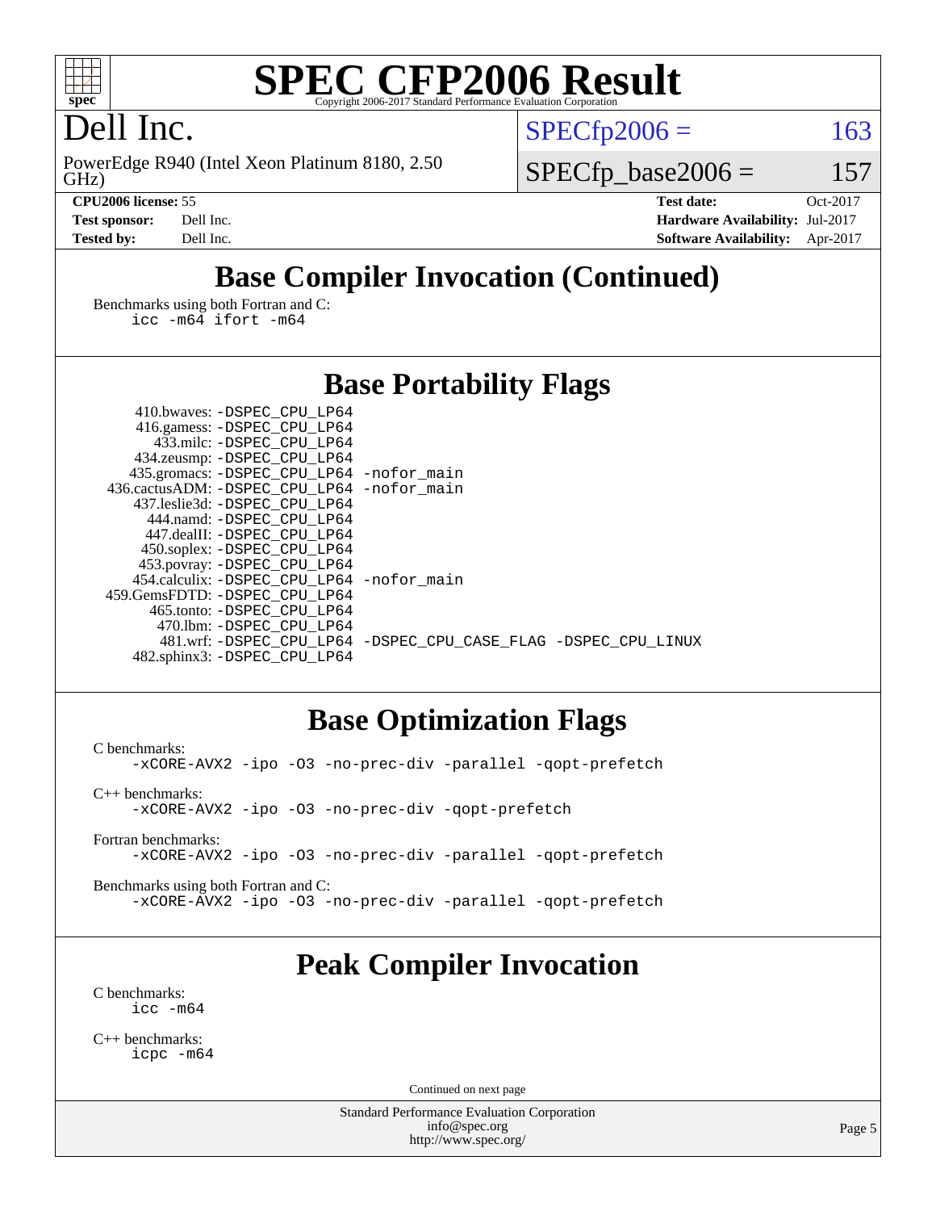# SPEC CFP2006 Result

Copyright 2006-2017 Standard Performance Evaluation Corporation

## Dell Inc.

PowerEdge R940 (Intel Xeon Platinum 8180, 2.50 GHz)

SPECfp2006 = 163

SPECfp_base2006 = 157

| | | | |
|---|---|---|---|
| **CPU2006 license:** 55 | | **Test date:** | Oct-2017 |
| **Test sponsor:** | Dell Inc. | **Hardware Availability:** | Jul-2017 |
| **Tested by:** | Dell Inc. | **Software Availability:** | Apr-2017 |

## Base Compiler Invocation (Continued)

Benchmarks using both Fortran and C:
```
icc -m64 ifort -m64
```

## Base Portability Flags

```
    410.bwaves: -DSPEC_CPU_LP64
    416.gamess: -DSPEC_CPU_LP64
      433.milc: -DSPEC_CPU_LP64
    434.zeusmp: -DSPEC_CPU_LP64
   435.gromacs: -DSPEC_CPU_LP64 -nofor_main
 436.cactusADM: -DSPEC_CPU_LP64 -nofor_main
  437.leslie3d: -DSPEC_CPU_LP64
     444.namd: -DSPEC_CPU_LP64
   447.dealII: -DSPEC_CPU_LP64
   450.soplex: -DSPEC_CPU_LP64
   453.povray: -DSPEC_CPU_LP64
 454.calculix: -DSPEC_CPU_LP64 -nofor_main
459.GemsFDTD: -DSPEC_CPU_LP64
    465.tonto: -DSPEC_CPU_LP64
      470.lbm: -DSPEC_CPU_LP64
      481.wrf: -DSPEC_CPU_LP64 -DSPEC_CPU_CASE_FLAG -DSPEC_CPU_LINUX
  482.sphinx3: -DSPEC_CPU_LP64
```

## Base Optimization Flags

C benchmarks:
```
-xCORE-AVX2 -ipo -O3 -no-prec-div -parallel -qopt-prefetch
```

C++ benchmarks:
```
-xCORE-AVX2 -ipo -O3 -no-prec-div -qopt-prefetch
```

Fortran benchmarks:
```
-xCORE-AVX2 -ipo -O3 -no-prec-div -parallel -qopt-prefetch
```

Benchmarks using both Fortran and C:
```
-xCORE-AVX2 -ipo -O3 -no-prec-div -parallel -qopt-prefetch
```

## Peak Compiler Invocation

C benchmarks:
```
icc -m64
```

C++ benchmarks:
```
icpc -m64
```

Continued on next page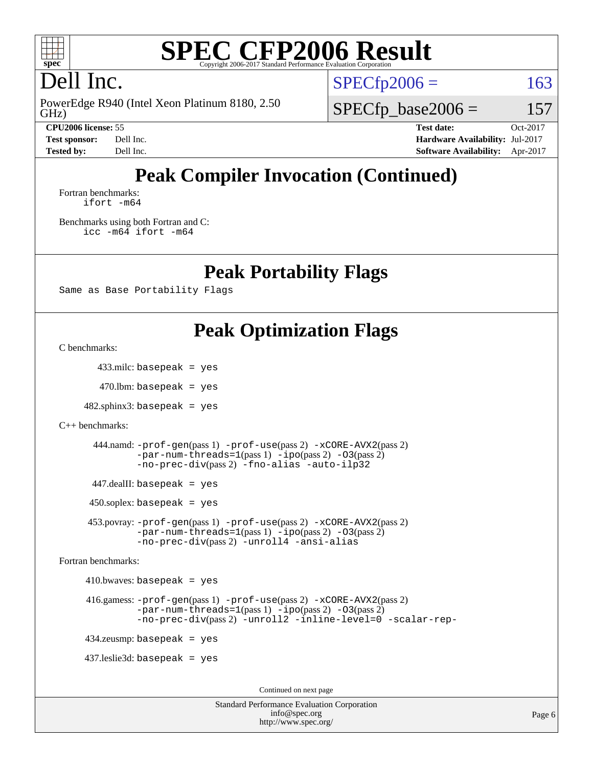# SPEC CFP2006 Result

Copyright 2006-2017 Standard Performance Evaluation Corporation

## Dell Inc.

PowerEdge R940 (Intel Xeon Platinum 8180, 2.50 GHz)

SPECfp2006 = 163

SPECfp_base2006 = 157

| | | | |
|---|---|---|---|
| **CPU2006 license:** 55 | | **Test date:** | Oct-2017 |
| **Test sponsor:** | Dell Inc. | **Hardware Availability:** | Jul-2017 |
| **Tested by:** | Dell Inc. | **Software Availability:** | Apr-2017 |

## Peak Compiler Invocation (Continued)

Fortran benchmarks:

```
ifort -m64
```

Benchmarks using both Fortran and C:

```
icc -m64 ifort -m64
```

## Peak Portability Flags

```
Same as Base Portability Flags
```

## Peak Optimization Flags

C benchmarks:

433.milc: `basepeak = yes`

470.lbm: `basepeak = yes`

482.sphinx3: `basepeak = yes`

C++ benchmarks:

444.namd: `-prof-gen`(pass 1) `-prof-use`(pass 2) `-xCORE-AVX2`(pass 2) `-par-num-threads=1`(pass 1) `-ipo`(pass 2) `-O3`(pass 2) `-no-prec-div`(pass 2) `-fno-alias -auto-ilp32`

447.dealII: `basepeak = yes`

450.soplex: `basepeak = yes`

453.povray: `-prof-gen`(pass 1) `-prof-use`(pass 2) `-xCORE-AVX2`(pass 2) `-par-num-threads=1`(pass 1) `-ipo`(pass 2) `-O3`(pass 2) `-no-prec-div`(pass 2) `-unroll4 -ansi-alias`

Fortran benchmarks:

410.bwaves: `basepeak = yes`

416.gamess: `-prof-gen`(pass 1) `-prof-use`(pass 2) `-xCORE-AVX2`(pass 2) `-par-num-threads=1`(pass 1) `-ipo`(pass 2) `-O3`(pass 2) `-no-prec-div`(pass 2) `-unroll2 -inline-level=0 -scalar-rep-`

434.zeusmp: `basepeak = yes`

437.leslie3d: `basepeak = yes`

Continued on next page

Standard Performance Evaluation Corporation
info@spec.org
http://www.spec.org/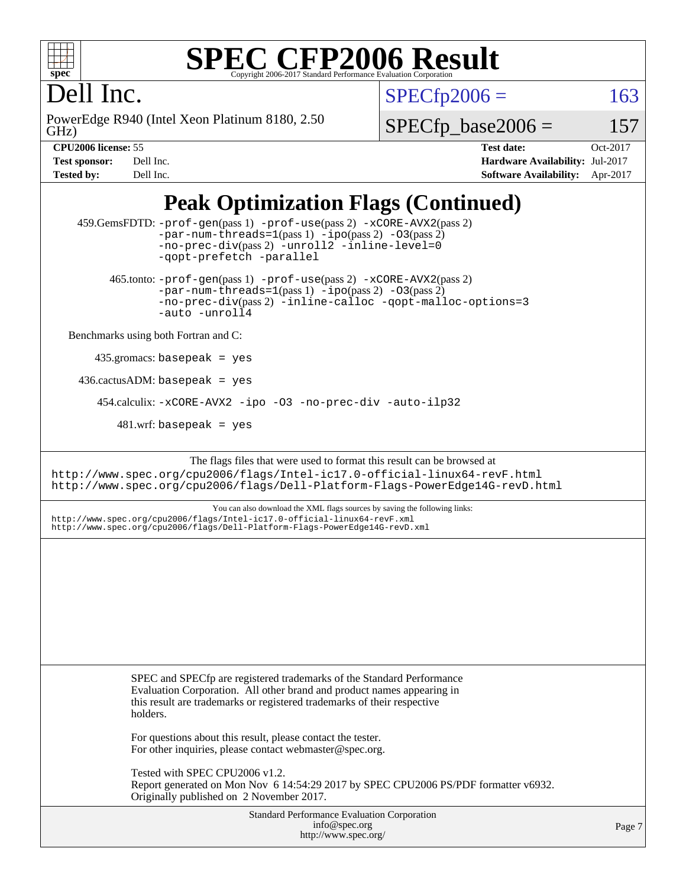# SPEC CFP2006 Result

Copyright 2006-2017 Standard Performance Evaluation Corporation

# Dell Inc.

PowerEdge R940 (Intel Xeon Platinum 8180, 2.50 GHz)

SPECfp2006 = 163

SPECfp_base2006 = 157

| | | | |
|---|---|---|---|
| **CPU2006 license:** 55 | | **Test date:** | Oct-2017 |
| **Test sponsor:** | Dell Inc. | **Hardware Availability:** | Jul-2017 |
| **Tested by:** | Dell Inc. | **Software Availability:** | Apr-2017 |

## Peak Optimization Flags (Continued)

459.GemsFDTD: -prof-gen(pass 1) -prof-use(pass 2) -xCORE-AVX2(pass 2) -par-num-threads=1(pass 1) -ipo(pass 2) -O3(pass 2) -no-prec-div(pass 2) -unroll2 -inline-level=0 -qopt-prefetch -parallel

465.tonto: -prof-gen(pass 1) -prof-use(pass 2) -xCORE-AVX2(pass 2) -par-num-threads=1(pass 1) -ipo(pass 2) -O3(pass 2) -no-prec-div(pass 2) -inline-calloc -qopt-malloc-options=3 -auto -unroll4

Benchmarks using both Fortran and C:

435.gromacs: basepeak = yes

436.cactusADM: basepeak = yes

454.calculix: -xCORE-AVX2 -ipo -O3 -no-prec-div -auto-ilp32

481.wrf: basepeak = yes

The flags files that were used to format this result can be browsed at
http://www.spec.org/cpu2006/flags/Intel-ic17.0-official-linux64-revF.html
http://www.spec.org/cpu2006/flags/Dell-Platform-Flags-PowerEdge14G-revD.html

You can also download the XML flags sources by saving the following links:
http://www.spec.org/cpu2006/flags/Intel-ic17.0-official-linux64-revF.xml
http://www.spec.org/cpu2006/flags/Dell-Platform-Flags-PowerEdge14G-revD.xml

SPEC and SPECfp are registered trademarks of the Standard Performance Evaluation Corporation. All other brand and product names appearing in this result are trademarks or registered trademarks of their respective holders.

For questions about this result, please contact the tester.
For other inquiries, please contact webmaster@spec.org.

Tested with SPEC CPU2006 v1.2.
Report generated on Mon Nov 6 14:54:29 2017 by SPEC CPU2006 PS/PDF formatter v6932.
Originally published on 2 November 2017.

Standard Performance Evaluation Corporation
info@spec.org
http://www.spec.org/